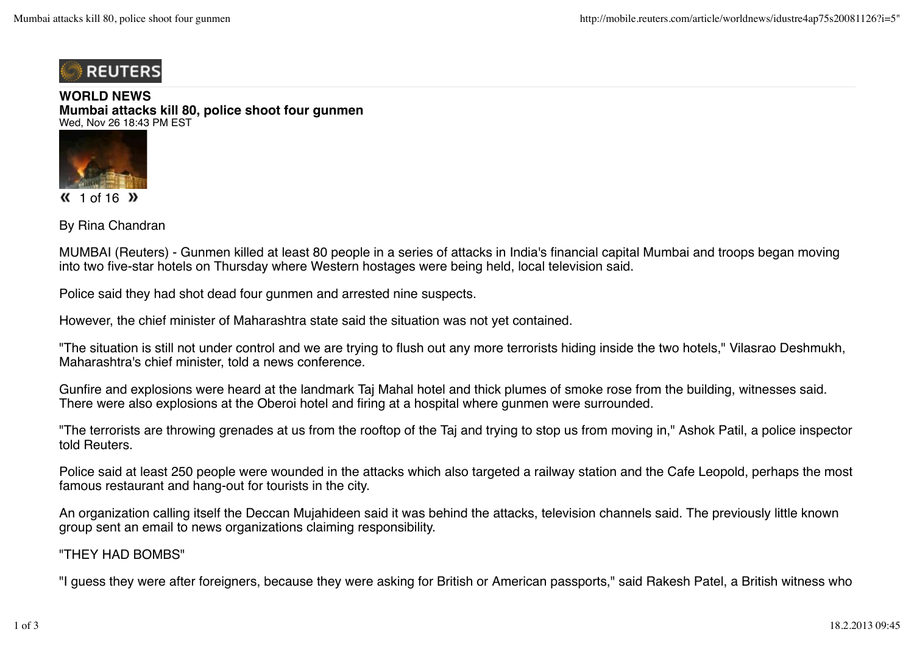REUTERS

**WORLD NEWS**

# Mumbai attacks kill 80, police shoot four gunmen

Wed, Nov 26 18:43 PM EST

« 1 of 16 »

By Rina Chandran

MUMBAI (Reuters) - Gunmen killed at least 80 people in a series of attacks in India's financial capital Mumbai and troops began moving into two five-star hotels on Thursday where Western hostages were being held, local television said.

Police said they had shot dead four gunmen and arrested nine suspects.

However, the chief minister of Maharashtra state said the situation was not yet contained.

"The situation is still not under control and we are trying to flush out any more terrorists hiding inside the two hotels," Vilasrao Deshmukh, Maharashtra's chief minister, told a news conference.

Gunfire and explosions were heard at the landmark Taj Mahal hotel and thick plumes of smoke rose from the building, witnesses said. There were also explosions at the Oberoi hotel and firing at a hospital where gunmen were surrounded.

"The terrorists are throwing grenades at us from the rooftop of the Taj and trying to stop us from moving in," Ashok Patil, a police inspector told Reuters.

Police said at least 250 people were wounded in the attacks which also targeted a railway station and the Cafe Leopold, perhaps the most famous restaurant and hang-out for tourists in the city.

An organization calling itself the Deccan Mujahideen said it was behind the attacks, television channels said. The previously little known group sent an email to news organizations claiming responsibility.

"THEY HAD BOMBS"

"I guess they were after foreigners, because they were asking for British or American passports," said Rakesh Patel, a British witness who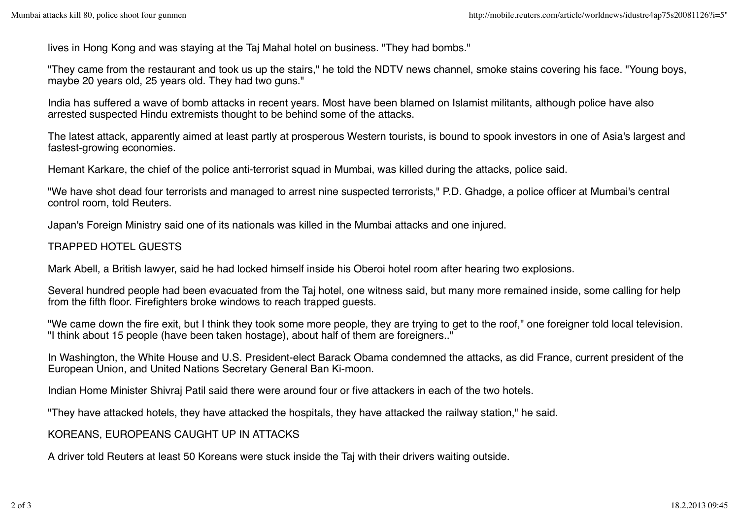lives in Hong Kong and was staying at the Taj Mahal hotel on business. "They had bombs."

"They came from the restaurant and took us up the stairs," he told the NDTV news channel, smoke stains covering his face. "Young boys, maybe 20 years old, 25 years old. They had two guns."

India has suffered a wave of bomb attacks in recent years. Most have been blamed on Islamist militants, although police have also arrested suspected Hindu extremists thought to be behind some of the attacks.

The latest attack, apparently aimed at least partly at prosperous Western tourists, is bound to spook investors in one of Asia's largest and fastest-growing economies.

Hemant Karkare, the chief of the police anti-terrorist squad in Mumbai, was killed during the attacks, police said.

"We have shot dead four terrorists and managed to arrest nine suspected terrorists," P.D. Ghadge, a police officer at Mumbai's central control room, told Reuters.

Japan's Foreign Ministry said one of its nationals was killed in the Mumbai attacks and one injured.

## TRAPPED HOTEL GUESTS

Mark Abell, a British lawyer, said he had locked himself inside his Oberoi hotel room after hearing two explosions.

Several hundred people had been evacuated from the Taj hotel, one witness said, but many more remained inside, some calling for help from the fifth floor. Firefighters broke windows to reach trapped guests.

"We came down the fire exit, but I think they took some more people, they are trying to get to the roof," one foreigner told local television. "I think about 15 people (have been taken hostage), about half of them are foreigners.."

In Washington, the White House and U.S. President-elect Barack Obama condemned the attacks, as did France, current president of the European Union, and United Nations Secretary General Ban Ki-moon.

Indian Home Minister Shivraj Patil said there were around four or five attackers in each of the two hotels.

"They have attacked hotels, they have attacked the hospitals, they have attacked the railway station," he said.

## KOREANS, EUROPEANS CAUGHT UP IN ATTACKS

A driver told Reuters at least 50 Koreans were stuck inside the Taj with their drivers waiting outside.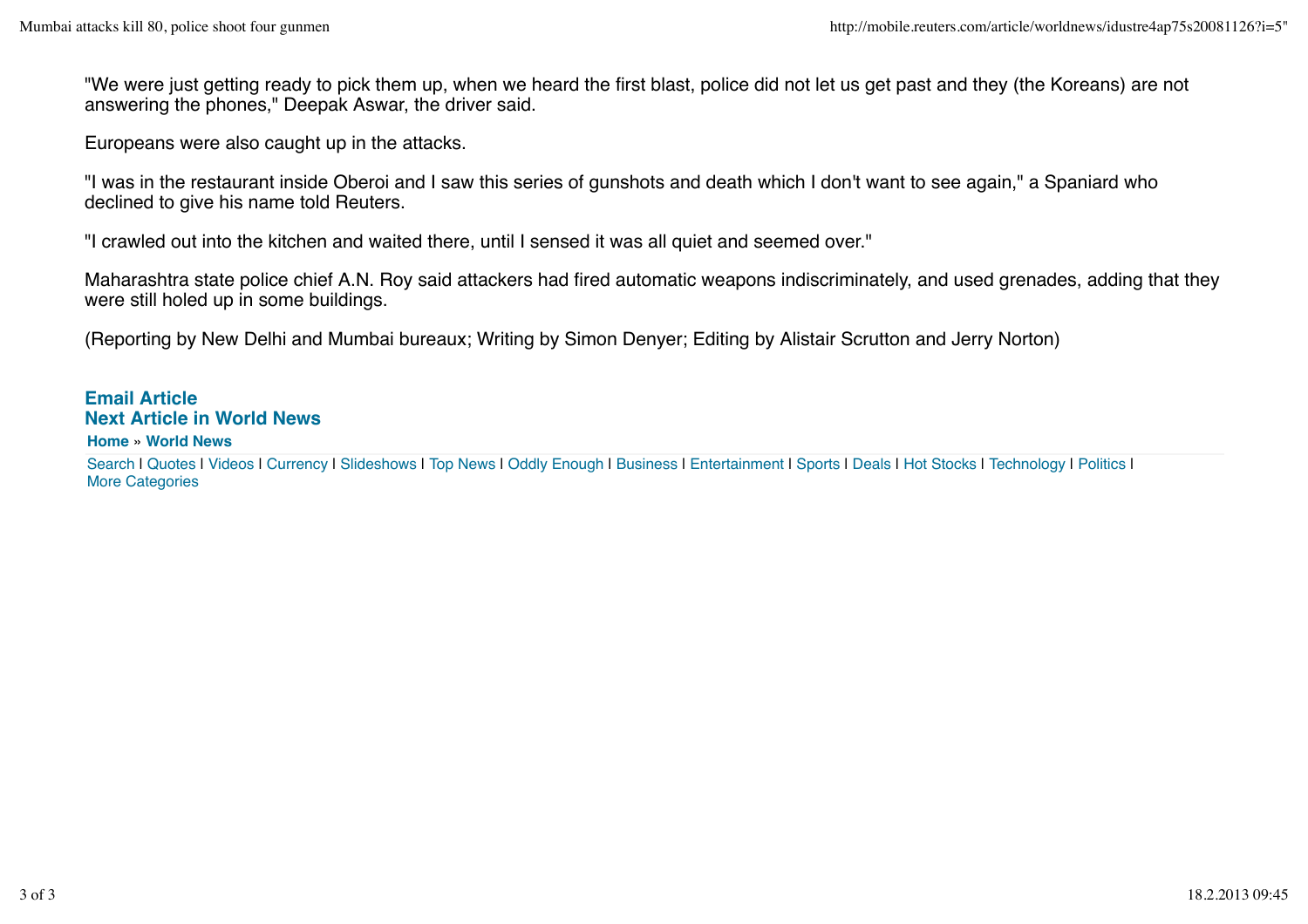"We were just getting ready to pick them up, when we heard the first blast, police did not let us get past and they (the Koreans) are not answering the phones," Deepak Aswar, the driver said.

Europeans were also caught up in the attacks.

"I was in the restaurant inside Oberoi and I saw this series of gunshots and death which I don't want to see again," a Spaniard who declined to give his name told Reuters.

"I crawled out into the kitchen and waited there, until I sensed it was all quiet and seemed over."

Maharashtra state police chief A.N. Roy said attackers had fired automatic weapons indiscriminately, and used grenades, adding that they were still holed up in some buildings.

(Reporting by New Delhi and Mumbai bureaux; Writing by Simon Denyer; Editing by Alistair Scrutton and Jerry Norton)

**Email Article**
**Next Article in World News**

**Home** » **World News**

Search | Quotes | Videos | Currency | Slideshows | Top News | Oddly Enough | Business | Entertainment | Sports | Deals | Hot Stocks | Technology | Politics | More Categories